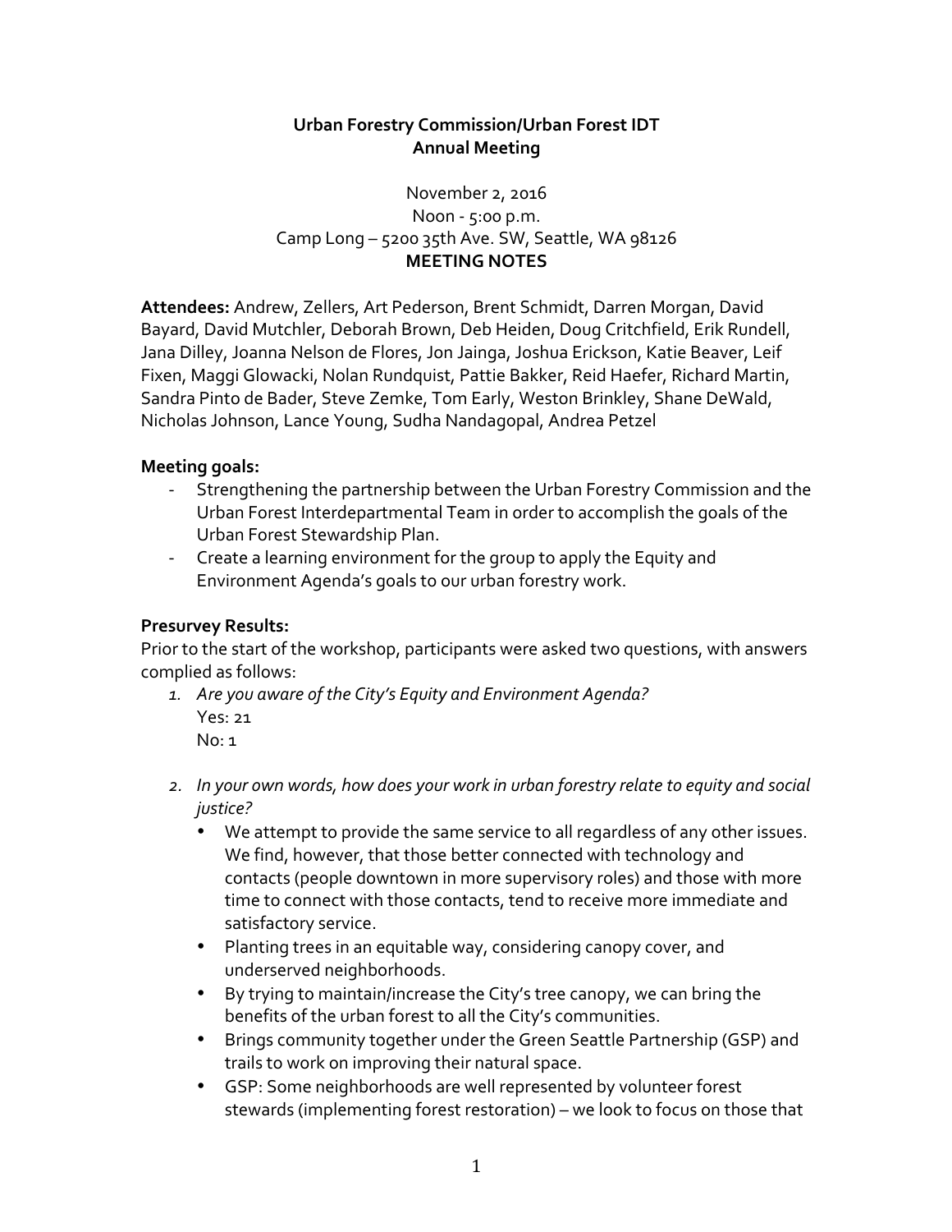**Urban Forestry Commission/Urban Forest IDT**
**Annual Meeting**

November 2, 2016
Noon - 5:00 p.m.
Camp Long – 5200 35th Ave. SW, Seattle, WA 98126
**MEETING NOTES**

**Attendees:** Andrew, Zellers, Art Pederson, Brent Schmidt, Darren Morgan, David Bayard, David Mutchler, Deborah Brown, Deb Heiden, Doug Critchfield, Erik Rundell, Jana Dilley, Joanna Nelson de Flores, Jon Jainga, Joshua Erickson, Katie Beaver, Leif Fixen, Maggi Glowacki, Nolan Rundquist, Pattie Bakker, Reid Haefer, Richard Martin, Sandra Pinto de Bader, Steve Zemke, Tom Early, Weston Brinkley, Shane DeWald, Nicholas Johnson, Lance Young, Sudha Nandagopal, Andrea Petzel

**Meeting goals:**

- Strengthening the partnership between the Urban Forestry Commission and the Urban Forest Interdepartmental Team in order to accomplish the goals of the Urban Forest Stewardship Plan.
- Create a learning environment for the group to apply the Equity and Environment Agenda's goals to our urban forestry work.

**Presurvey Results:**
Prior to the start of the workshop, participants were asked two questions, with answers complied as follows:

1. *Are you aware of the City's Equity and Environment Agenda?*
   Yes: 21
   No: 1

2. *In your own words, how does your work in urban forestry relate to equity and social justice?*
   - We attempt to provide the same service to all regardless of any other issues. We find, however, that those better connected with technology and contacts (people downtown in more supervisory roles) and those with more time to connect with those contacts, tend to receive more immediate and satisfactory service.
   - Planting trees in an equitable way, considering canopy cover, and underserved neighborhoods.
   - By trying to maintain/increase the City's tree canopy, we can bring the benefits of the urban forest to all the City's communities.
   - Brings community together under the Green Seattle Partnership (GSP) and trails to work on improving their natural space.
   - GSP: Some neighborhoods are well represented by volunteer forest stewards (implementing forest restoration) – we look to focus on those that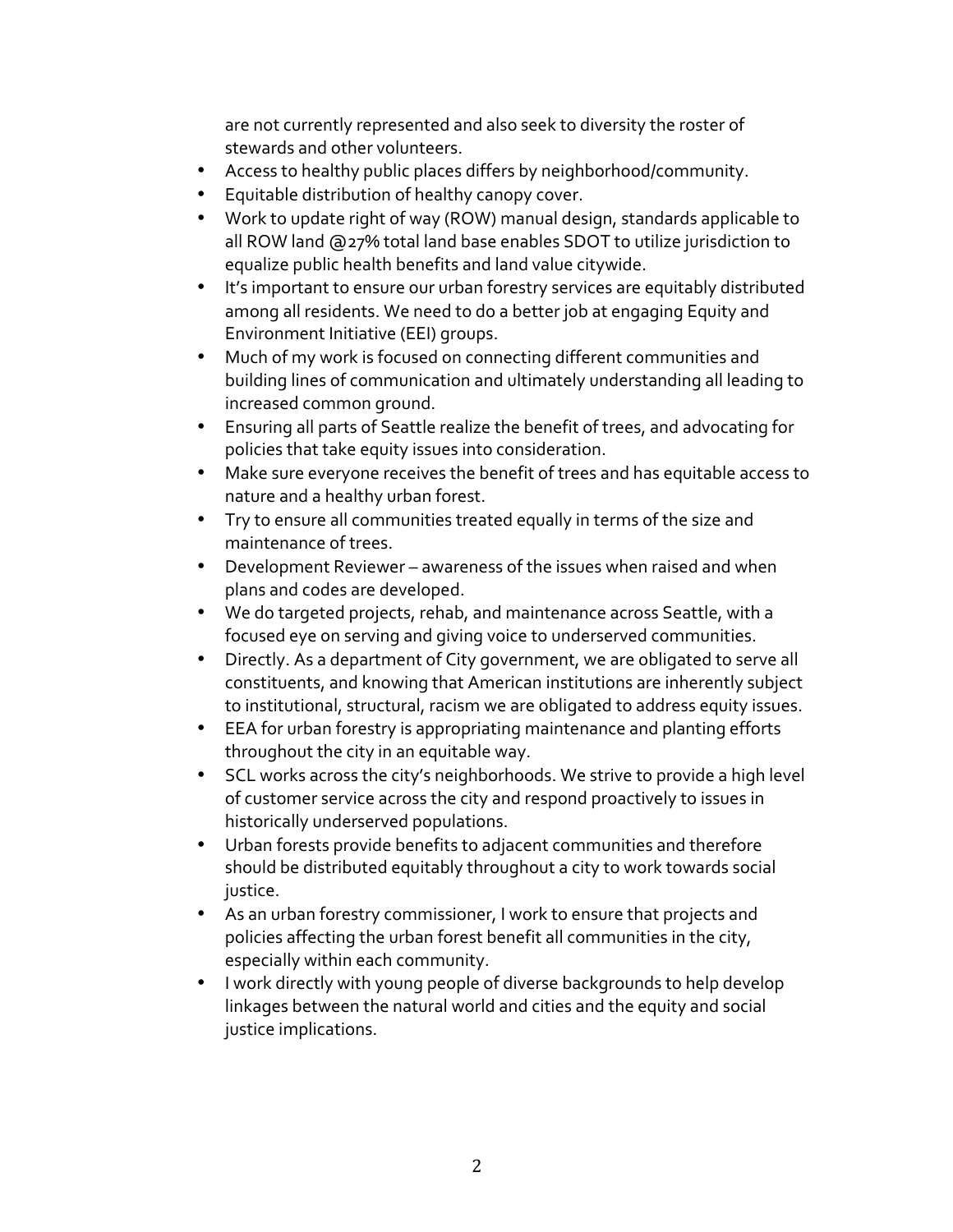are not currently represented and also seek to diversity the roster of stewards and other volunteers.

- Access to healthy public places differs by neighborhood/community.
- Equitable distribution of healthy canopy cover.
- Work to update right of way (ROW) manual design, standards applicable to all ROW land @27% total land base enables SDOT to utilize jurisdiction to equalize public health benefits and land value citywide.
- It's important to ensure our urban forestry services are equitably distributed among all residents. We need to do a better job at engaging Equity and Environment Initiative (EEI) groups.
- Much of my work is focused on connecting different communities and building lines of communication and ultimately understanding all leading to increased common ground.
- Ensuring all parts of Seattle realize the benefit of trees, and advocating for policies that take equity issues into consideration.
- Make sure everyone receives the benefit of trees and has equitable access to nature and a healthy urban forest.
- Try to ensure all communities treated equally in terms of the size and maintenance of trees.
- Development Reviewer – awareness of the issues when raised and when plans and codes are developed.
- We do targeted projects, rehab, and maintenance across Seattle, with a focused eye on serving and giving voice to underserved communities.
- Directly. As a department of City government, we are obligated to serve all constituents, and knowing that American institutions are inherently subject to institutional, structural, racism we are obligated to address equity issues.
- EEA for urban forestry is appropriating maintenance and planting efforts throughout the city in an equitable way.
- SCL works across the city's neighborhoods. We strive to provide a high level of customer service across the city and respond proactively to issues in historically underserved populations.
- Urban forests provide benefits to adjacent communities and therefore should be distributed equitably throughout a city to work towards social justice.
- As an urban forestry commissioner, I work to ensure that projects and policies affecting the urban forest benefit all communities in the city, especially within each community.
- I work directly with young people of diverse backgrounds to help develop linkages between the natural world and cities and the equity and social justice implications.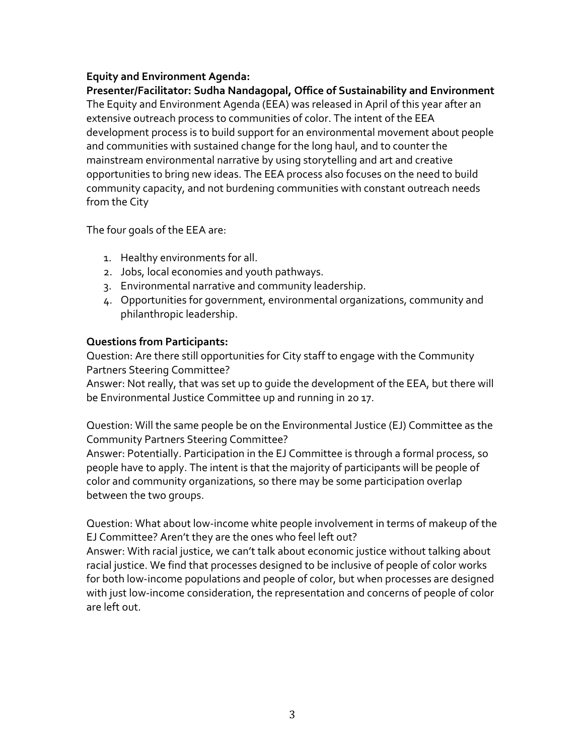**Equity and Environment Agenda:**

**Presenter/Facilitator: Sudha Nandagopal, Office of Sustainability and Environment**

The Equity and Environment Agenda (EEA) was released in April of this year after an extensive outreach process to communities of color. The intent of the EEA development process is to build support for an environmental movement about people and communities with sustained change for the long haul, and to counter the mainstream environmental narrative by using storytelling and art and creative opportunities to bring new ideas. The EEA process also focuses on the need to build community capacity, and not burdening communities with constant outreach needs from the City

The four goals of the EEA are:

1. Healthy environments for all.
2. Jobs, local economies and youth pathways.
3. Environmental narrative and community leadership.
4. Opportunities for government, environmental organizations, community and philanthropic leadership.

**Questions from Participants:**

Question: Are there still opportunities for City staff to engage with the Community Partners Steering Committee?

Answer: Not really, that was set up to guide the development of the EEA, but there will be Environmental Justice Committee up and running in 20 17.

Question: Will the same people be on the Environmental Justice (EJ) Committee as the Community Partners Steering Committee?

Answer: Potentially. Participation in the EJ Committee is through a formal process, so people have to apply. The intent is that the majority of participants will be people of color and community organizations, so there may be some participation overlap between the two groups.

Question: What about low-income white people involvement in terms of makeup of the EJ Committee? Aren't they are the ones who feel left out?

Answer: With racial justice, we can't talk about economic justice without talking about racial justice. We find that processes designed to be inclusive of people of color works for both low-income populations and people of color, but when processes are designed with just low-income consideration, the representation and concerns of people of color are left out.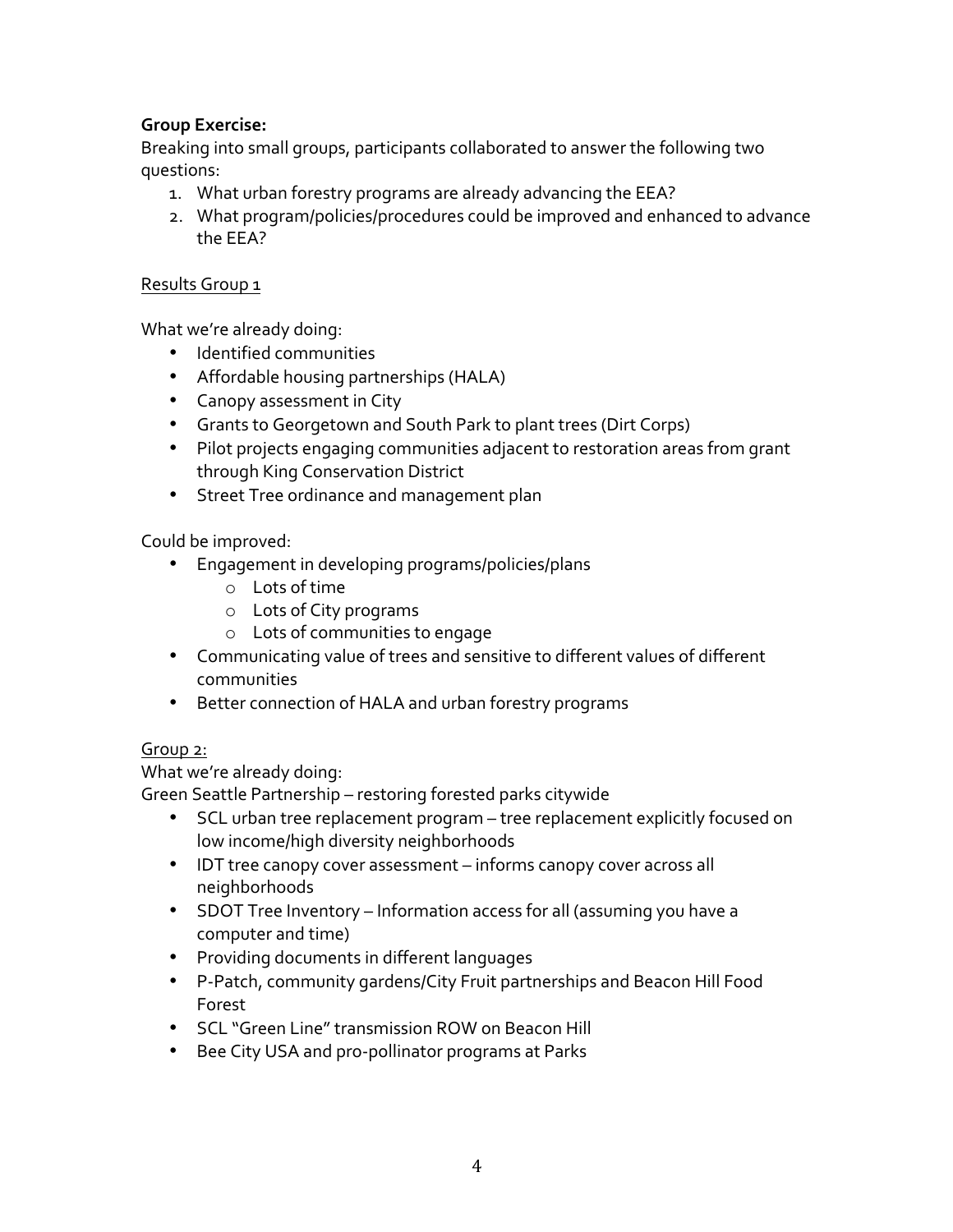**Group Exercise:**
Breaking into small groups, participants collaborated to answer the following two questions:

1. What urban forestry programs are already advancing the EEA?
2. What program/policies/procedures could be improved and enhanced to advance the EEA?

Results Group 1

What we're already doing:

- Identified communities
- Affordable housing partnerships (HALA)
- Canopy assessment in City
- Grants to Georgetown and South Park to plant trees (Dirt Corps)
- Pilot projects engaging communities adjacent to restoration areas from grant through King Conservation District
- Street Tree ordinance and management plan

Could be improved:

- Engagement in developing programs/policies/plans
    - Lots of time
    - Lots of City programs
    - Lots of communities to engage
- Communicating value of trees and sensitive to different values of different communities
- Better connection of HALA and urban forestry programs

Group 2:
What we're already doing:
Green Seattle Partnership – restoring forested parks citywide

- SCL urban tree replacement program – tree replacement explicitly focused on low income/high diversity neighborhoods
- IDT tree canopy cover assessment – informs canopy cover across all neighborhoods
- SDOT Tree Inventory – Information access for all (assuming you have a computer and time)
- Providing documents in different languages
- P-Patch, community gardens/City Fruit partnerships and Beacon Hill Food Forest
- SCL "Green Line" transmission ROW on Beacon Hill
- Bee City USA and pro-pollinator programs at Parks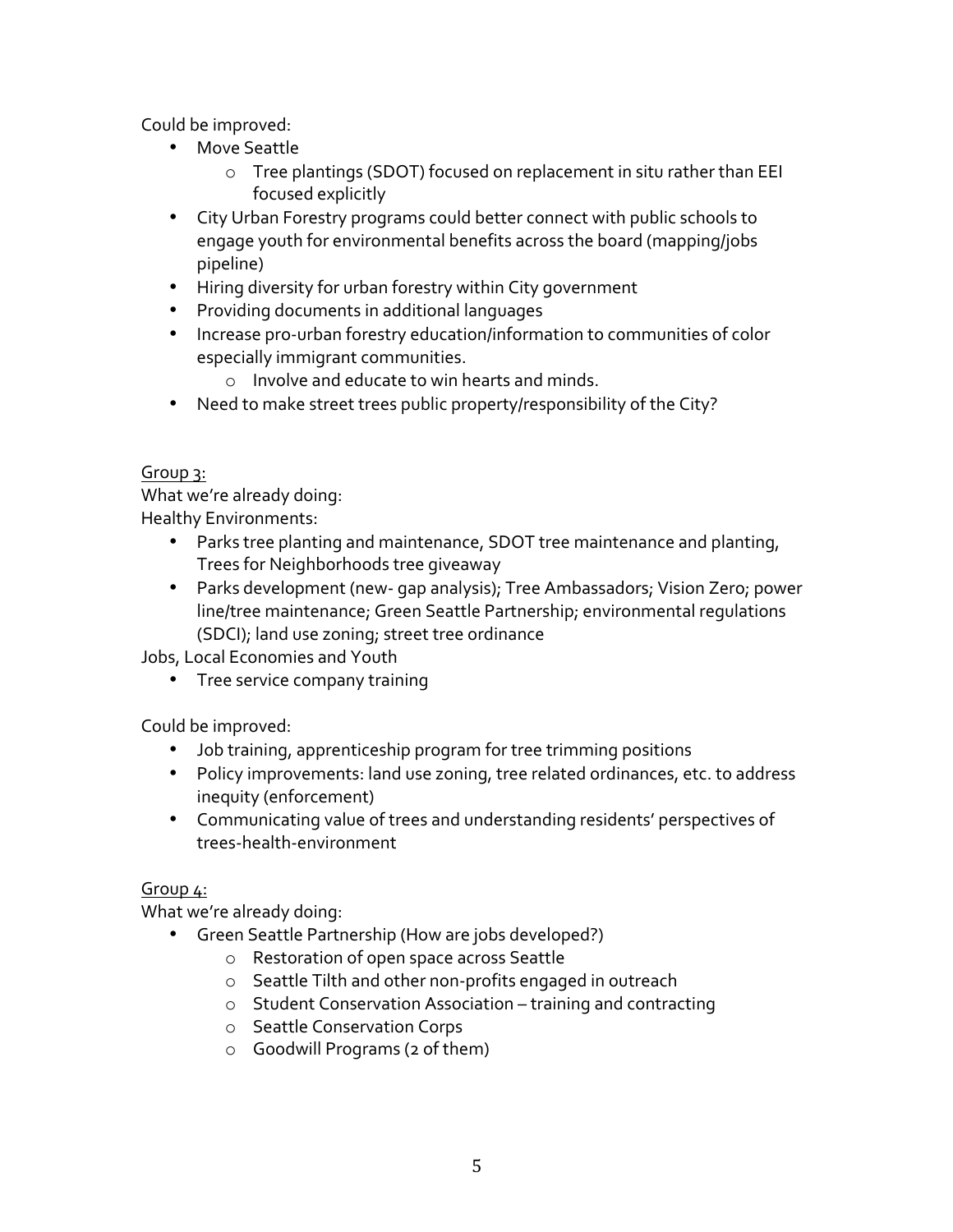Could be improved:

- Move Seattle
  - Tree plantings (SDOT) focused on replacement in situ rather than EEI focused explicitly
- City Urban Forestry programs could better connect with public schools to engage youth for environmental benefits across the board (mapping/jobs pipeline)
- Hiring diversity for urban forestry within City government
- Providing documents in additional languages
- Increase pro-urban forestry education/information to communities of color especially immigrant communities.
  - Involve and educate to win hearts and minds.
- Need to make street trees public property/responsibility of the City?

<u>Group 3:</u>

What we're already doing:

Healthy Environments:

- Parks tree planting and maintenance, SDOT tree maintenance and planting, Trees for Neighborhoods tree giveaway
- Parks development (new- gap analysis); Tree Ambassadors; Vision Zero; power line/tree maintenance; Green Seattle Partnership; environmental regulations (SDCI); land use zoning; street tree ordinance

Jobs, Local Economies and Youth

- Tree service company training

Could be improved:

- Job training, apprenticeship program for tree trimming positions
- Policy improvements: land use zoning, tree related ordinances, etc. to address inequity (enforcement)
- Communicating value of trees and understanding residents' perspectives of trees-health-environment

<u>Group 4:</u>

What we're already doing:

- Green Seattle Partnership (How are jobs developed?)
  - Restoration of open space across Seattle
  - Seattle Tilth and other non-profits engaged in outreach
  - Student Conservation Association – training and contracting
  - Seattle Conservation Corps
  - Goodwill Programs (2 of them)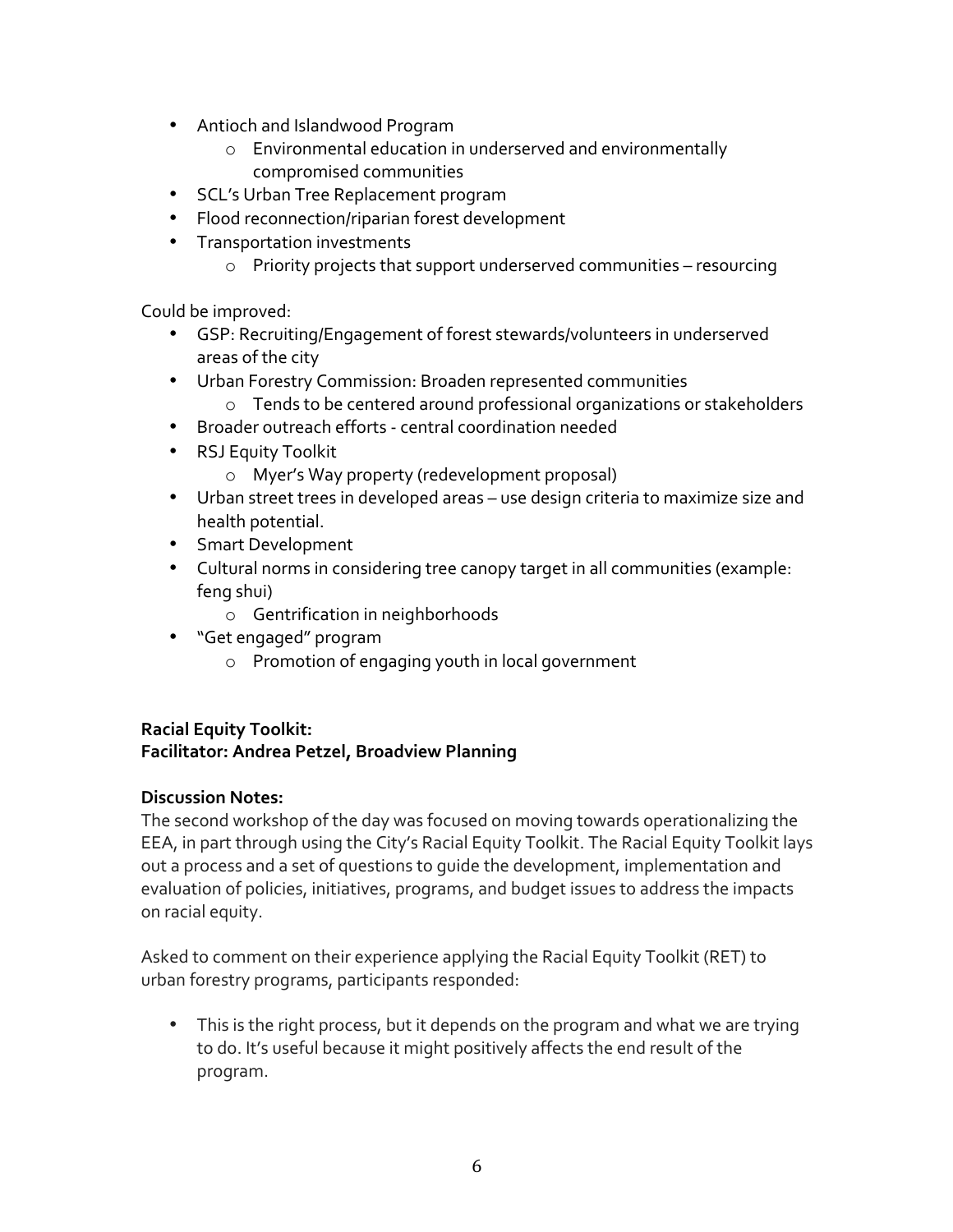- Antioch and Islandwood Program
    - Environmental education in underserved and environmentally compromised communities
- SCL's Urban Tree Replacement program
- Flood reconnection/riparian forest development
- Transportation investments
    - Priority projects that support underserved communities – resourcing

Could be improved:

- GSP: Recruiting/Engagement of forest stewards/volunteers in underserved areas of the city
- Urban Forestry Commission: Broaden represented communities
    - Tends to be centered around professional organizations or stakeholders
- Broader outreach efforts - central coordination needed
- RSJ Equity Toolkit
    - Myer's Way property (redevelopment proposal)
- Urban street trees in developed areas – use design criteria to maximize size and health potential.
- Smart Development
- Cultural norms in considering tree canopy target in all communities (example: feng shui)
    - Gentrification in neighborhoods
- "Get engaged" program
    - Promotion of engaging youth in local government

**Racial Equity Toolkit:**
**Facilitator: Andrea Petzel, Broadview Planning**

**Discussion Notes:**

The second workshop of the day was focused on moving towards operationalizing the EEA, in part through using the City's Racial Equity Toolkit. The Racial Equity Toolkit lays out a process and a set of questions to guide the development, implementation and evaluation of policies, initiatives, programs, and budget issues to address the impacts on racial equity.

Asked to comment on their experience applying the Racial Equity Toolkit (RET) to urban forestry programs, participants responded:

- This is the right process, but it depends on the program and what we are trying to do. It's useful because it might positively affects the end result of the program.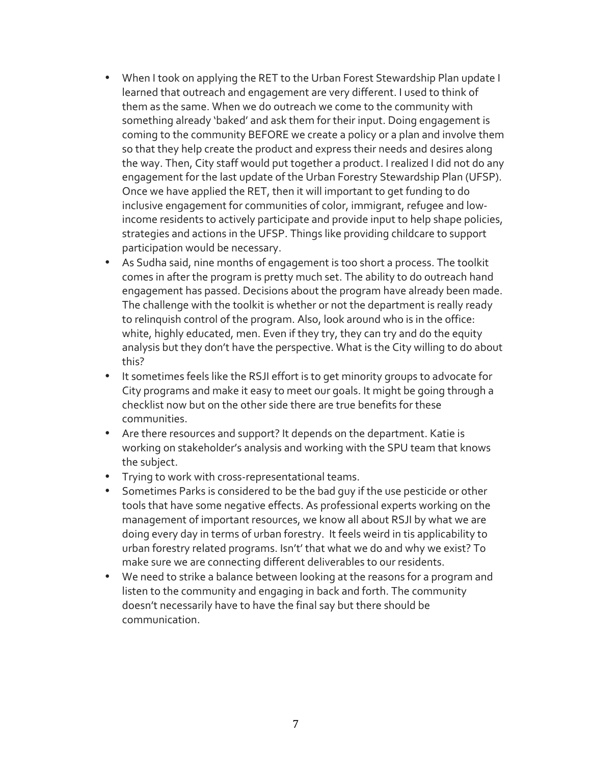- When I took on applying the RET to the Urban Forest Stewardship Plan update I learned that outreach and engagement are very different. I used to think of them as the same. When we do outreach we come to the community with something already 'baked' and ask them for their input. Doing engagement is coming to the community BEFORE we create a policy or a plan and involve them so that they help create the product and express their needs and desires along the way. Then, City staff would put together a product. I realized I did not do any engagement for the last update of the Urban Forestry Stewardship Plan (UFSP). Once we have applied the RET, then it will important to get funding to do inclusive engagement for communities of color, immigrant, refugee and low-income residents to actively participate and provide input to help shape policies, strategies and actions in the UFSP. Things like providing childcare to support participation would be necessary.
- As Sudha said, nine months of engagement is too short a process. The toolkit comes in after the program is pretty much set. The ability to do outreach hand engagement has passed. Decisions about the program have already been made. The challenge with the toolkit is whether or not the department is really ready to relinquish control of the program. Also, look around who is in the office: white, highly educated, men. Even if they try, they can try and do the equity analysis but they don't have the perspective. What is the City willing to do about this?
- It sometimes feels like the RSJI effort is to get minority groups to advocate for City programs and make it easy to meet our goals. It might be going through a checklist now but on the other side there are true benefits for these communities.
- Are there resources and support? It depends on the department. Katie is working on stakeholder's analysis and working with the SPU team that knows the subject.
- Trying to work with cross-representational teams.
- Sometimes Parks is considered to be the bad guy if the use pesticide or other tools that have some negative effects. As professional experts working on the management of important resources, we know all about RSJI by what we are doing every day in terms of urban forestry. It feels weird in tis applicability to urban forestry related programs. Isn't' that what we do and why we exist? To make sure we are connecting different deliverables to our residents.
- We need to strike a balance between looking at the reasons for a program and listen to the community and engaging in back and forth. The community doesn't necessarily have to have the final say but there should be communication.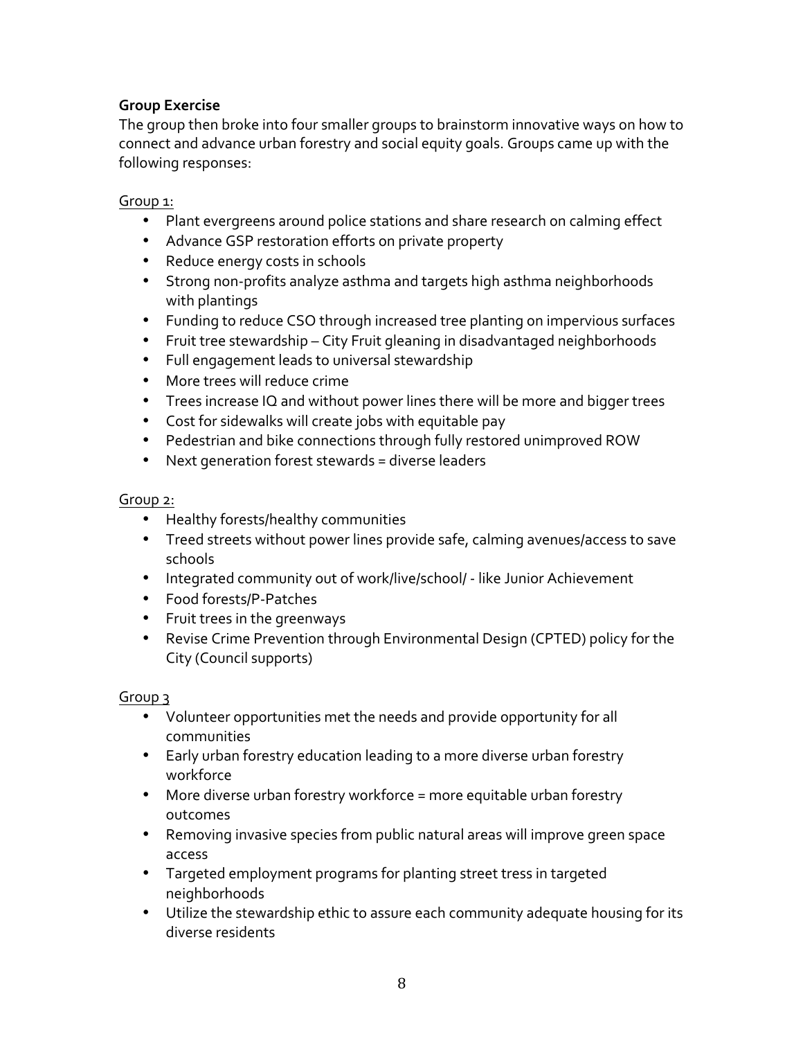**Group Exercise**

The group then broke into four smaller groups to brainstorm innovative ways on how to connect and advance urban forestry and social equity goals. Groups came up with the following responses:

Group 1:

- Plant evergreens around police stations and share research on calming effect
- Advance GSP restoration efforts on private property
- Reduce energy costs in schools
- Strong non-profits analyze asthma and targets high asthma neighborhoods with plantings
- Funding to reduce CSO through increased tree planting on impervious surfaces
- Fruit tree stewardship – City Fruit gleaning in disadvantaged neighborhoods
- Full engagement leads to universal stewardship
- More trees will reduce crime
- Trees increase IQ and without power lines there will be more and bigger trees
- Cost for sidewalks will create jobs with equitable pay
- Pedestrian and bike connections through fully restored unimproved ROW
- Next generation forest stewards = diverse leaders

Group 2:

- Healthy forests/healthy communities
- Treed streets without power lines provide safe, calming avenues/access to save schools
- Integrated community out of work/live/school/ - like Junior Achievement
- Food forests/P-Patches
- Fruit trees in the greenways
- Revise Crime Prevention through Environmental Design (CPTED) policy for the City (Council supports)

Group 3

- Volunteer opportunities met the needs and provide opportunity for all communities
- Early urban forestry education leading to a more diverse urban forestry workforce
- More diverse urban forestry workforce = more equitable urban forestry outcomes
- Removing invasive species from public natural areas will improve green space access
- Targeted employment programs for planting street tress in targeted neighborhoods
- Utilize the stewardship ethic to assure each community adequate housing for its diverse residents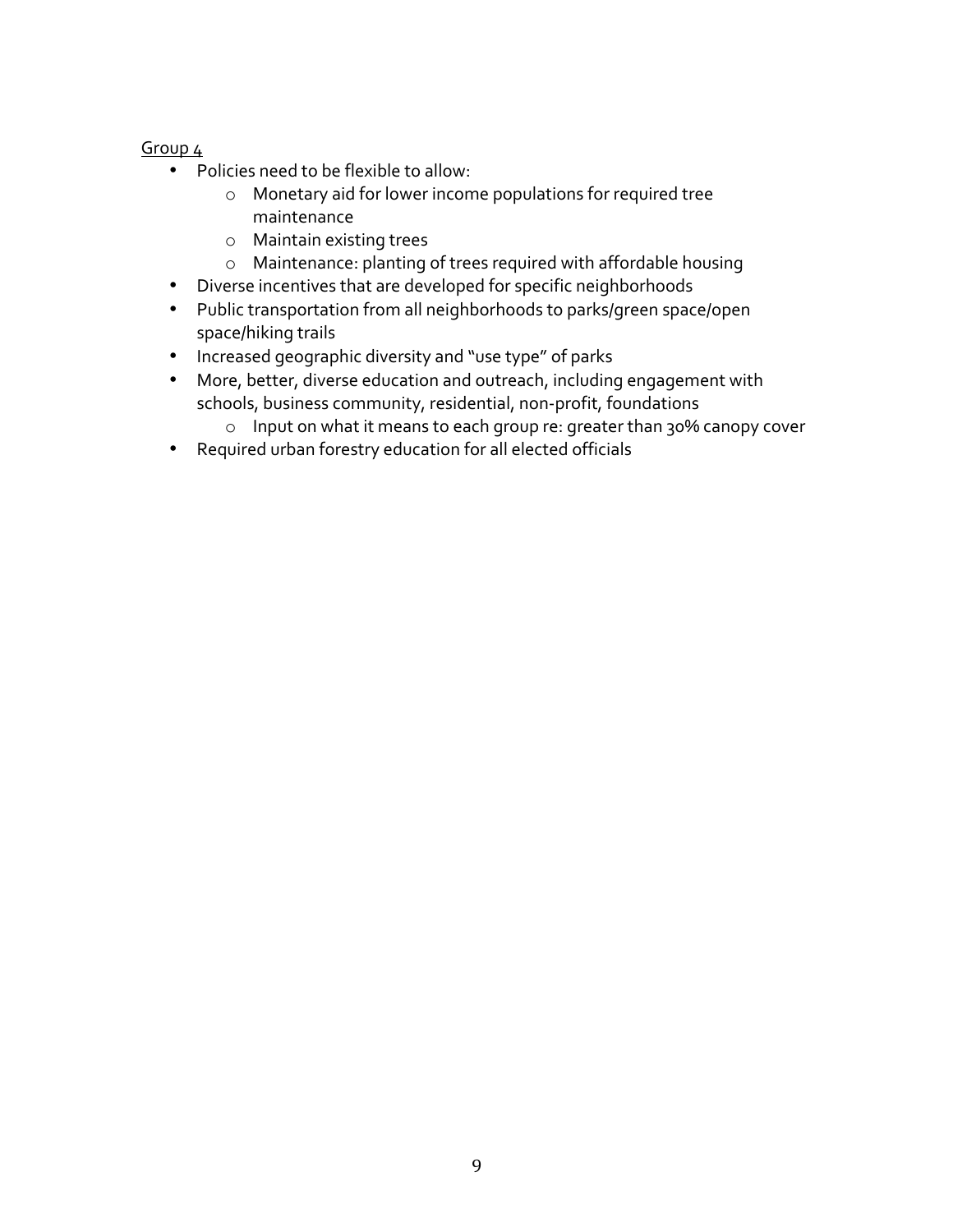<u>Group 4</u>

- Policies need to be flexible to allow:
    - Monetary aid for lower income populations for required tree maintenance
    - Maintain existing trees
    - Maintenance: planting of trees required with affordable housing
- Diverse incentives that are developed for specific neighborhoods
- Public transportation from all neighborhoods to parks/green space/open space/hiking trails
- Increased geographic diversity and "use type" of parks
- More, better, diverse education and outreach, including engagement with schools, business community, residential, non-profit, foundations
    - Input on what it means to each group re: greater than 30% canopy cover
- Required urban forestry education for all elected officials